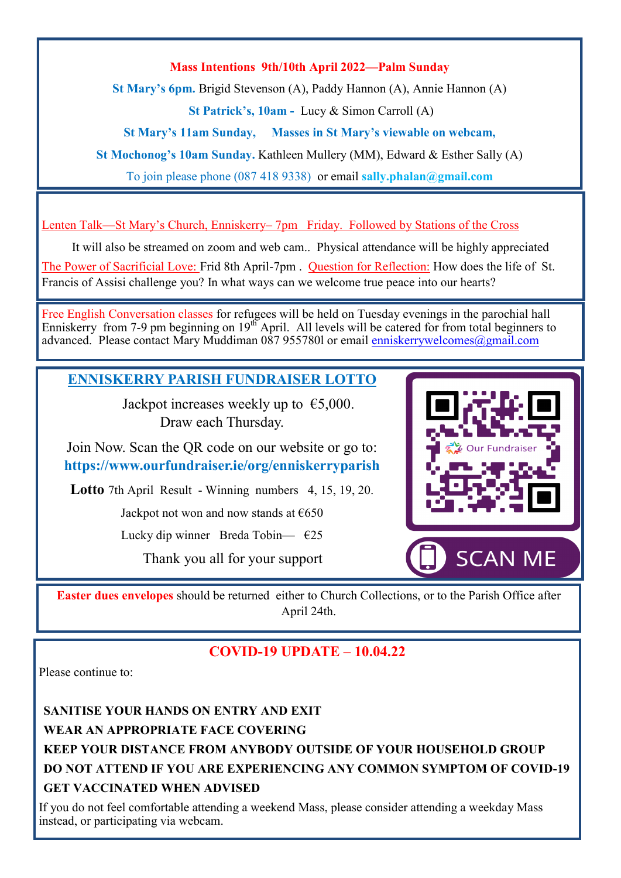**Mass Intentions 9th/10th April 2022—Palm Sunday**

**St Mary's 6pm.** Brigid Stevenson (A), Paddy Hannon (A), Annie Hannon (A)

**St Patrick's, 10am -** Lucy & Simon Carroll (A)

**St Mary's 11am Sunday, Masses in St Mary's viewable on webcam,**

**St Mochonog's 10am Sunday.** Kathleen Mullery (MM), Edward & Esther Sally (A)

To join please phone (087 418 9338) or email **sally.phalan@gmail.com**

---

Lenten Talk—St Mary's Church, Enniskerry– 7pm Friday. Followed by Stations of the Cross

It will also be streamed on zoom and web cam.. Physical attendance will be highly appreciated

The Power of Sacrificial Love: Frid 8th April-7pm . Question for Reflection: How does the life of St. Francis of Assisi challenge you? In what ways can we welcome true peace into our hearts?

---

Free English Conversation classes for refugees will be held on Tuesday evenings in the parochial hall Enniskerry from 7-9 pm beginning on 19th April. All levels will be catered for from total beginners to advanced. Please contact Mary Muddiman 087 955780l or email enniskerrywelcomes@gmail.com

---

## ENNISKERRY PARISH FUNDRAISER LOTTO

Jackpot increases weekly up to €5,000.
Draw each Thursday.

Join Now. Scan the QR code on our website or go to:
**https://www.ourfundraiser.ie/org/enniskerryparish**

**Lotto** 7th April Result - Winning numbers 4, 15, 19, 20.

Jackpot not won and now stands at €650

Lucky dip winner Breda Tobin— €25

Thank you all for your support

Our Fundraiser

SCAN ME

---

**Easter dues envelopes** should be returned either to Church Collections, or to the Parish Office after April 24th.

---

## COVID-19 UPDATE – 10.04.22

Please continue to:

**SANITISE YOUR HANDS ON ENTRY AND EXIT**
**WEAR AN APPROPRIATE FACE COVERING**
**KEEP YOUR DISTANCE FROM ANYBODY OUTSIDE OF YOUR HOUSEHOLD GROUP**
**DO NOT ATTEND IF YOU ARE EXPERIENCING ANY COMMON SYMPTOM OF COVID-19**
**GET VACCINATED WHEN ADVISED**

If you do not feel comfortable attending a weekend Mass, please consider attending a weekday Mass instead, or participating via webcam.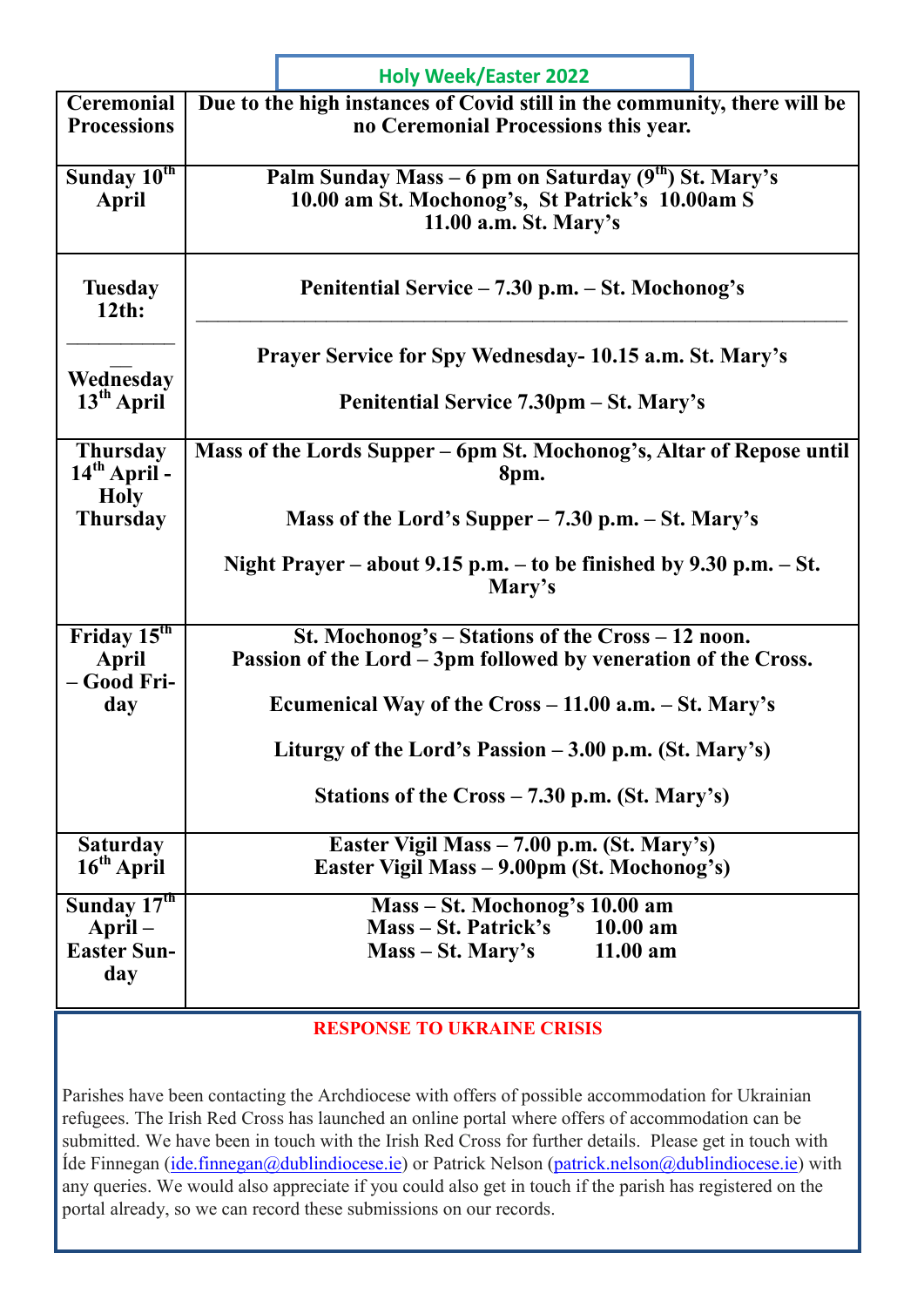## Holy Week/Easter 2022

| Ceremonial Processions | Due to the high instances of Covid still in the community, there will be no Ceremonial Processions this year. |
|---|---|
| Sunday 10th April | Palm Sunday Mass – 6 pm on Saturday (9th) St. Mary's<br>10.00 am St. Mochonog's, St Patrick's 10.00am S<br>11.00 a.m. St. Mary's |
| Tuesday 12th: | Penitential Service – 7.30 p.m. – St. Mochonog's |
| Wednesday 13th April | Prayer Service for Spy Wednesday- 10.15 a.m. St. Mary's<br><br>Penitential Service 7.30pm – St. Mary's |
| Thursday 14th April - Holy Thursday | Mass of the Lords Supper – 6pm St. Mochonog's, Altar of Repose until 8pm.<br><br>Mass of the Lord's Supper – 7.30 p.m. – St. Mary's<br><br>Night Prayer – about 9.15 p.m. – to be finished by 9.30 p.m. – St. Mary's |
| Friday 15th April – Good Friday | St. Mochonog's – Stations of the Cross – 12 noon.<br>Passion of the Lord – 3pm followed by veneration of the Cross.<br><br>Ecumenical Way of the Cross – 11.00 a.m. – St. Mary's<br><br>Liturgy of the Lord's Passion – 3.00 p.m. (St. Mary's)<br><br>Stations of the Cross – 7.30 p.m. (St. Mary's) |
| Saturday 16th April | Easter Vigil Mass – 7.00 p.m. (St. Mary's)<br>Easter Vigil Mass – 9.00pm (St. Mochonog's) |
| Sunday 17th April – Easter Sunday | Mass – St. Mochonog's 10.00 am<br>Mass – St. Patrick's 10.00 am<br>Mass – St. Mary's 11.00 am |

**RESPONSE TO UKRAINE CRISIS**

Parishes have been contacting the Archdiocese with offers of possible accommodation for Ukrainian refugees. The Irish Red Cross has launched an online portal where offers of accommodation can be submitted. We have been in touch with the Irish Red Cross for further details. Please get in touch with Íde Finnegan (ide.finnegan@dublindiocese.ie) or Patrick Nelson (patrick.nelson@dublindiocese.ie) with any queries. We would also appreciate if you could also get in touch if the parish has registered on the portal already, so we can record these submissions on our records.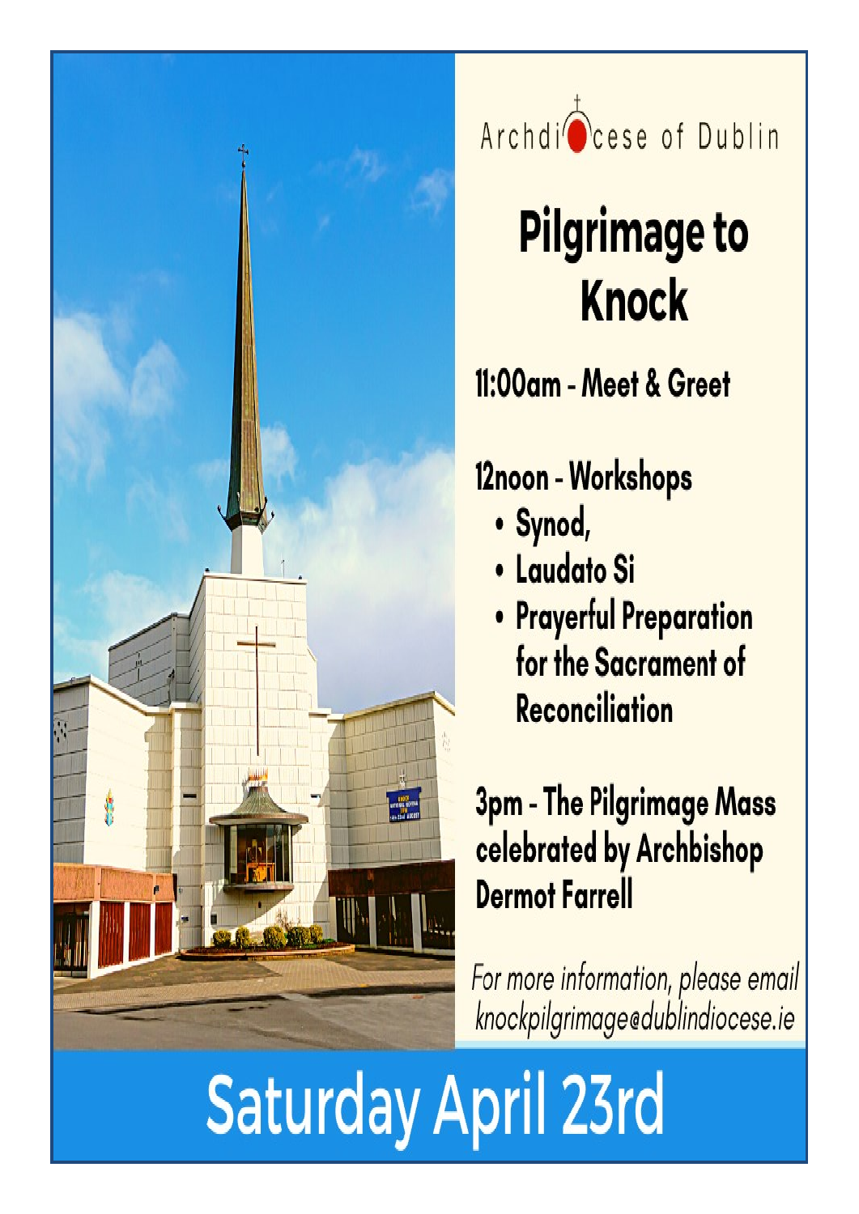Archdiocese of Dublin

# Pilgrimage to Knock

**11:00am - Meet & Greet**

**12noon - Workshops**

- **Synod,**
- **Laudato Si**
- **Prayerful Preparation for the Sacrament of Reconciliation**

**3pm - The Pilgrimage Mass celebrated by Archbishop Dermot Farrell**

*For more information, please email knockpilgrimage@dublindiocese.ie*

## Saturday April 23rd